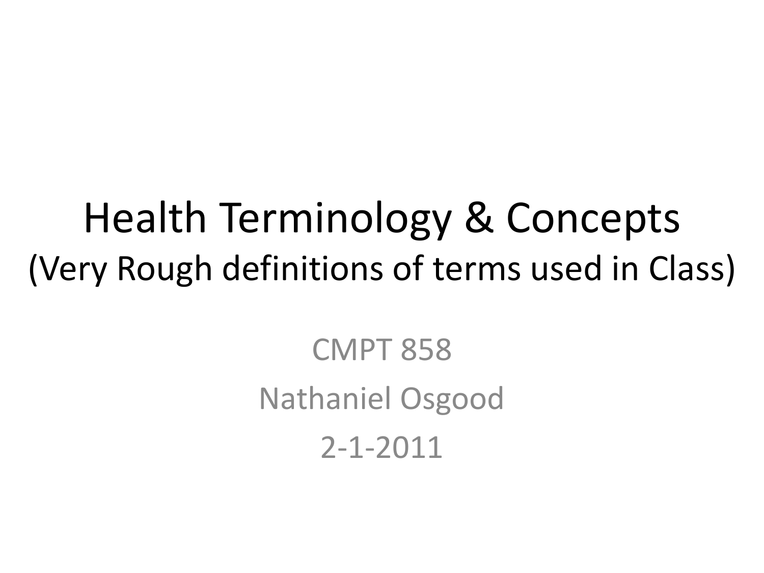# Health Terminology & Concepts
## (Very Rough definitions of terms used in Class)

CMPT 858

Nathaniel Osgood

2-1-2011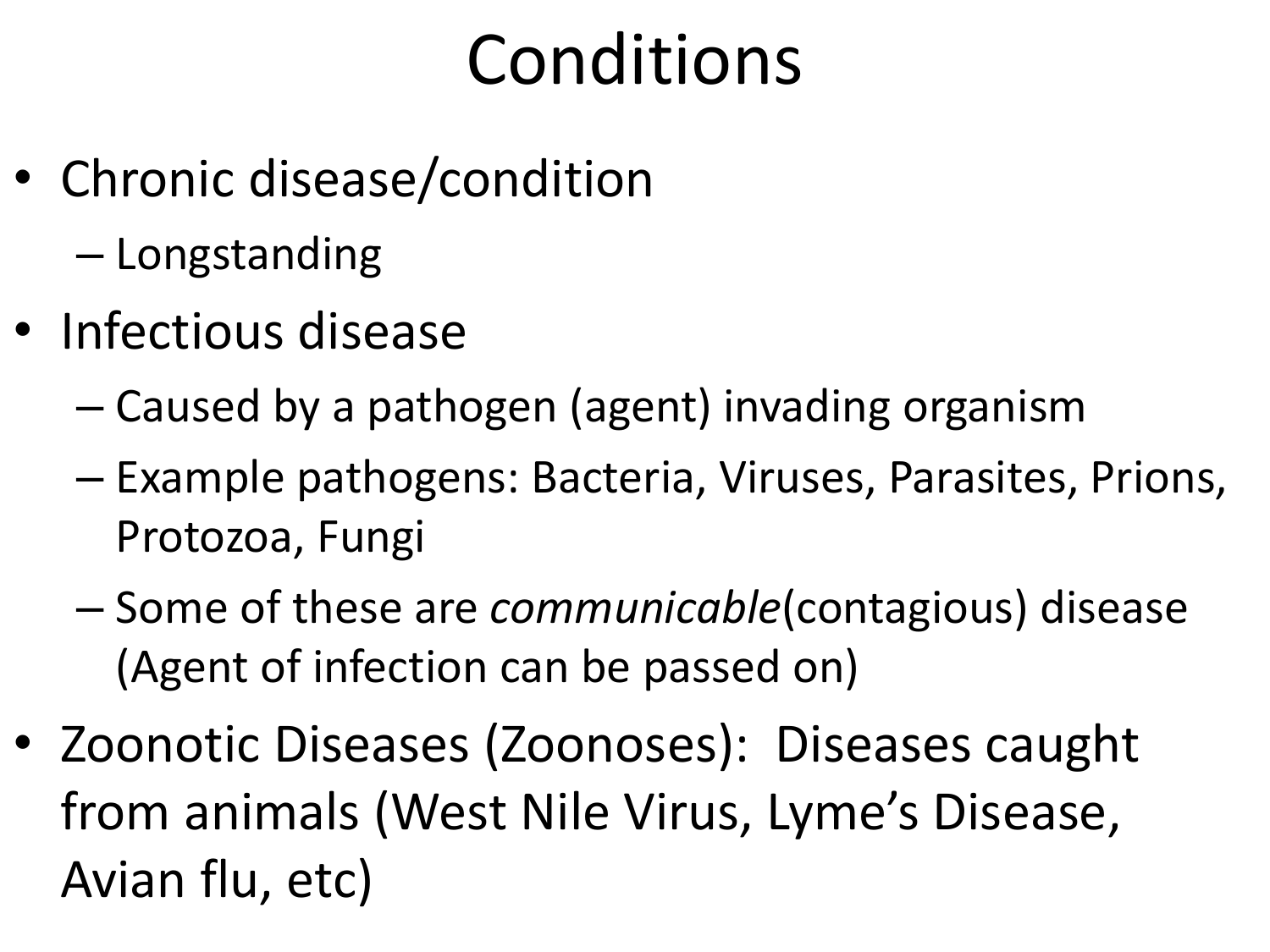# Conditions

- Chronic disease/condition
  - Longstanding
- Infectious disease
  - Caused by a pathogen (agent) invading organism
  - Example pathogens: Bacteria, Viruses, Parasites, Prions, Protozoa, Fungi
  - Some of these are *communicable*(contagious) disease (Agent of infection can be passed on)
- Zoonotic Diseases (Zoonoses): Diseases caught from animals (West Nile Virus, Lyme's Disease, Avian flu, etc)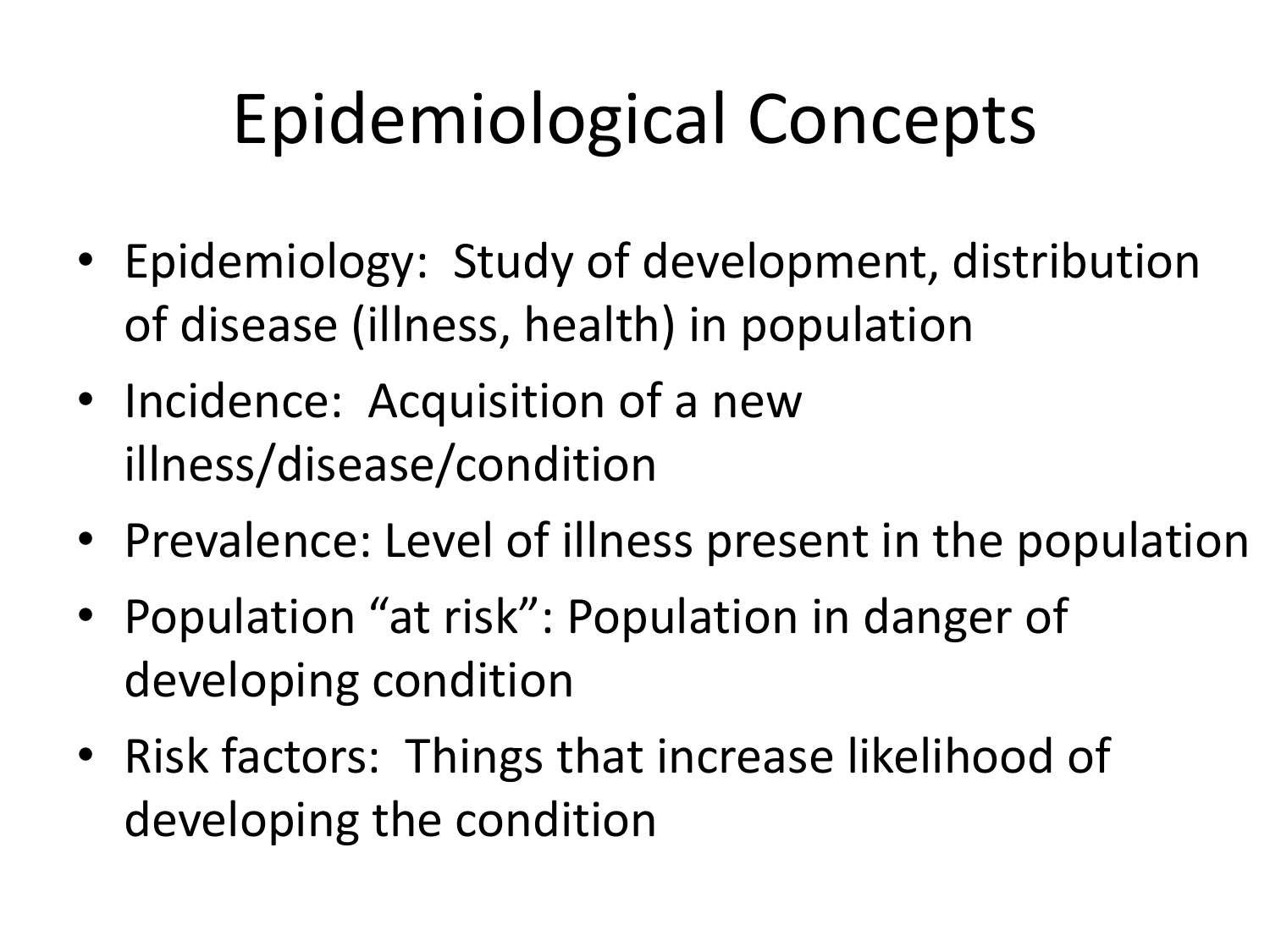# Epidemiological Concepts

- Epidemiology: Study of development, distribution of disease (illness, health) in population
- Incidence: Acquisition of a new illness/disease/condition
- Prevalence: Level of illness present in the population
- Population “at risk”: Population in danger of developing condition
- Risk factors: Things that increase likelihood of developing the condition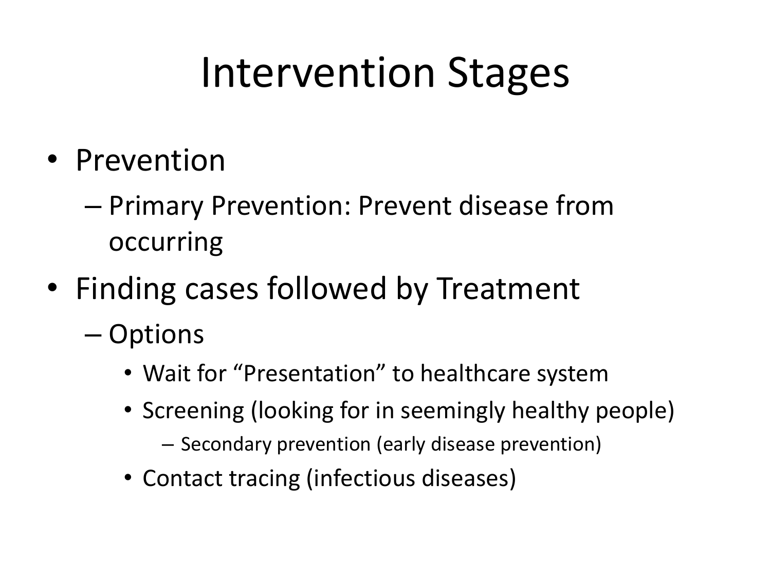# Intervention Stages

- Prevention
  - Primary Prevention: Prevent disease from occurring
- Finding cases followed by Treatment
  - Options
    - Wait for "Presentation" to healthcare system
    - Screening (looking for in seemingly healthy people)
      - Secondary prevention (early disease prevention)
    - Contact tracing (infectious diseases)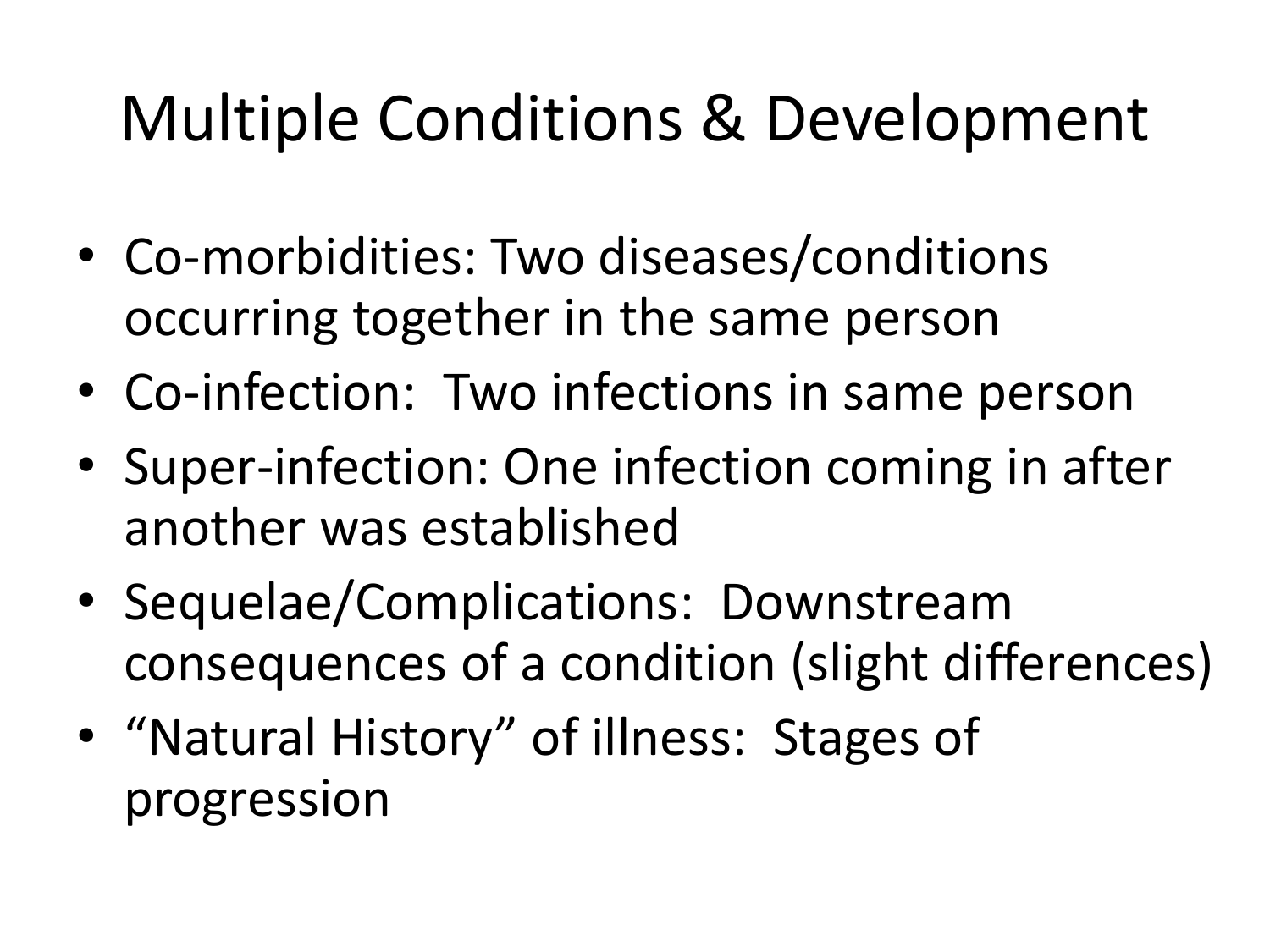# Multiple Conditions & Development

- Co-morbidities: Two diseases/conditions occurring together in the same person
- Co-infection: Two infections in same person
- Super-infection: One infection coming in after another was established
- Sequelae/Complications: Downstream consequences of a condition (slight differences)
- "Natural History" of illness: Stages of progression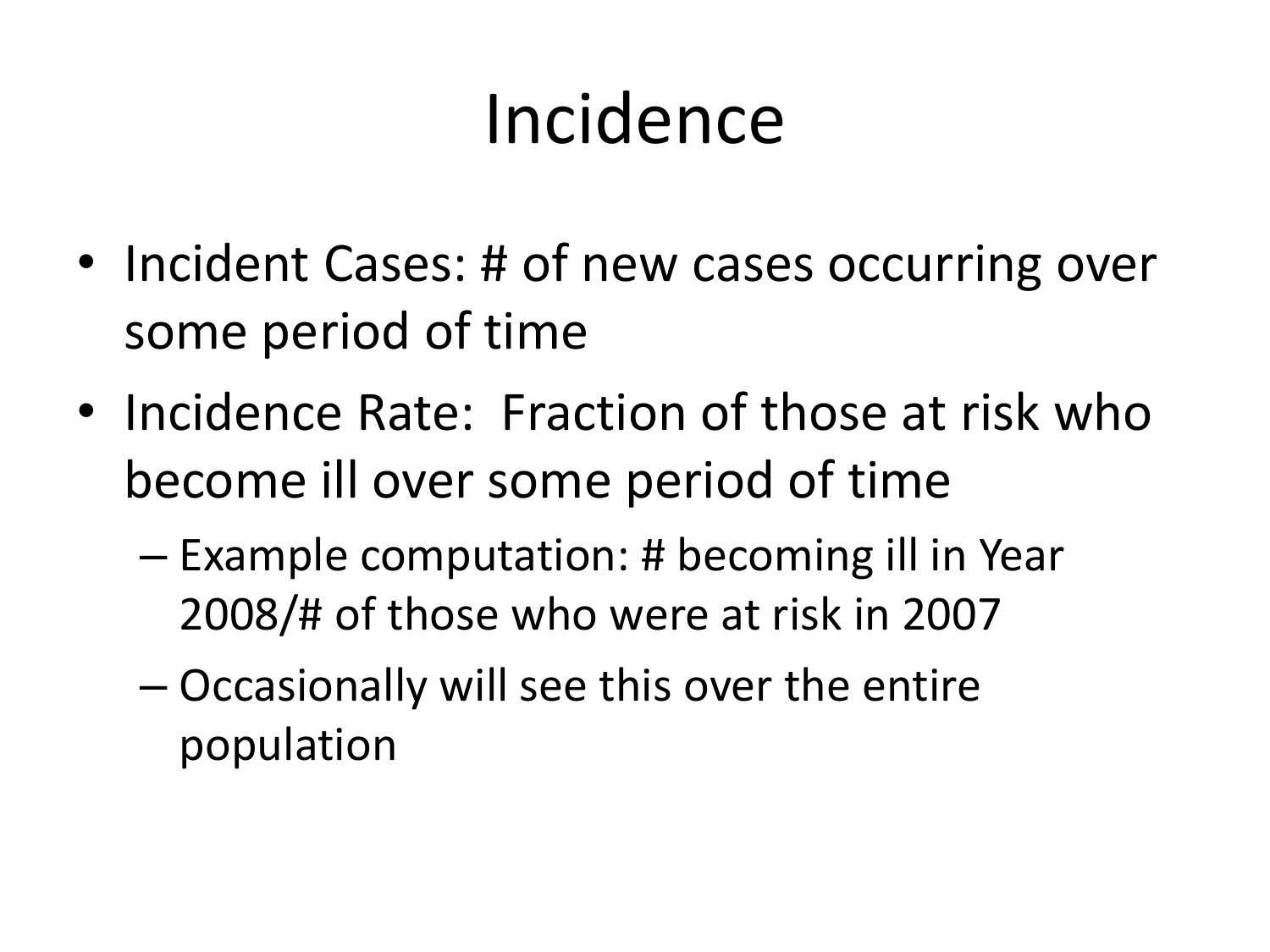# Incidence

- Incident Cases: # of new cases occurring over some period of time
- Incidence Rate: Fraction of those at risk who become ill over some period of time
  - Example computation: # becoming ill in Year 2008/# of those who were at risk in 2007
  - Occasionally will see this over the entire population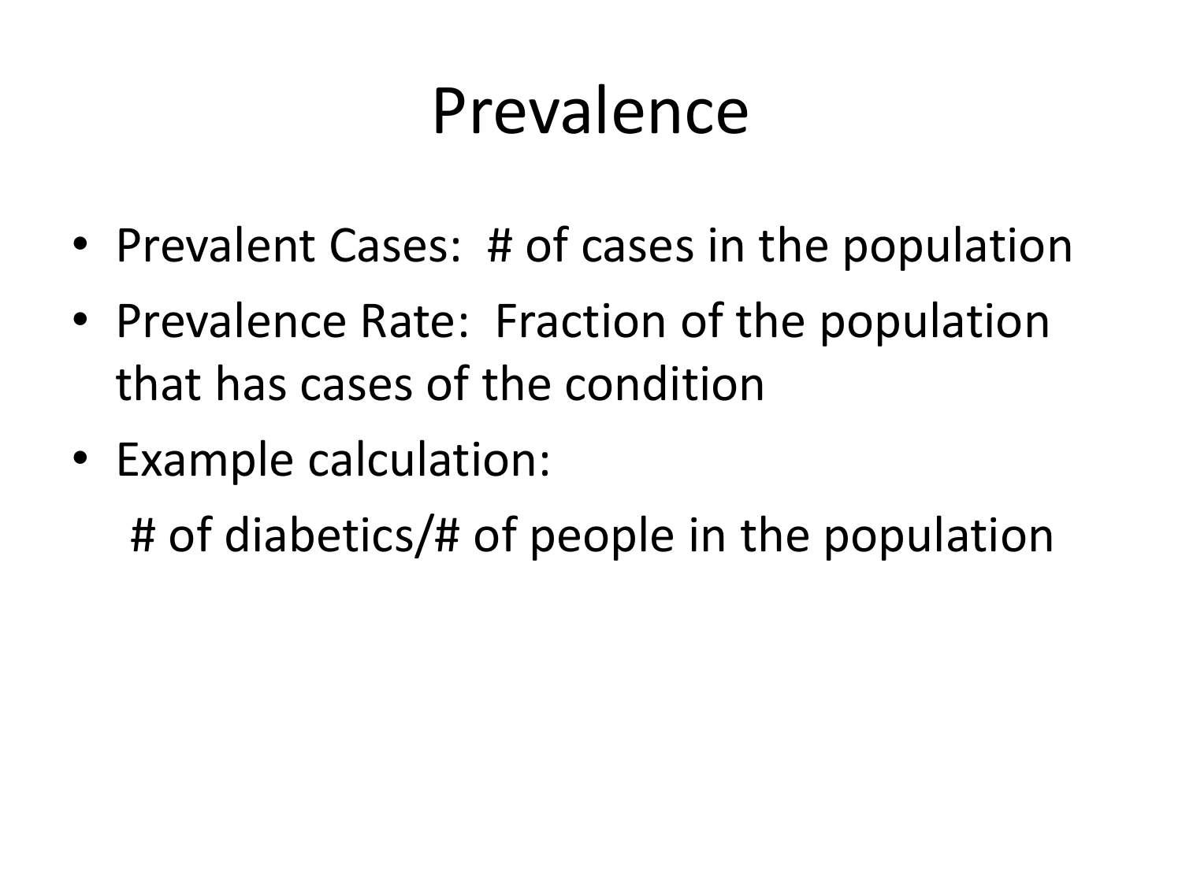# Prevalence

- Prevalent Cases: # of cases in the population
- Prevalence Rate: Fraction of the population that has cases of the condition
- Example calculation:

  # of diabetics/# of people in the population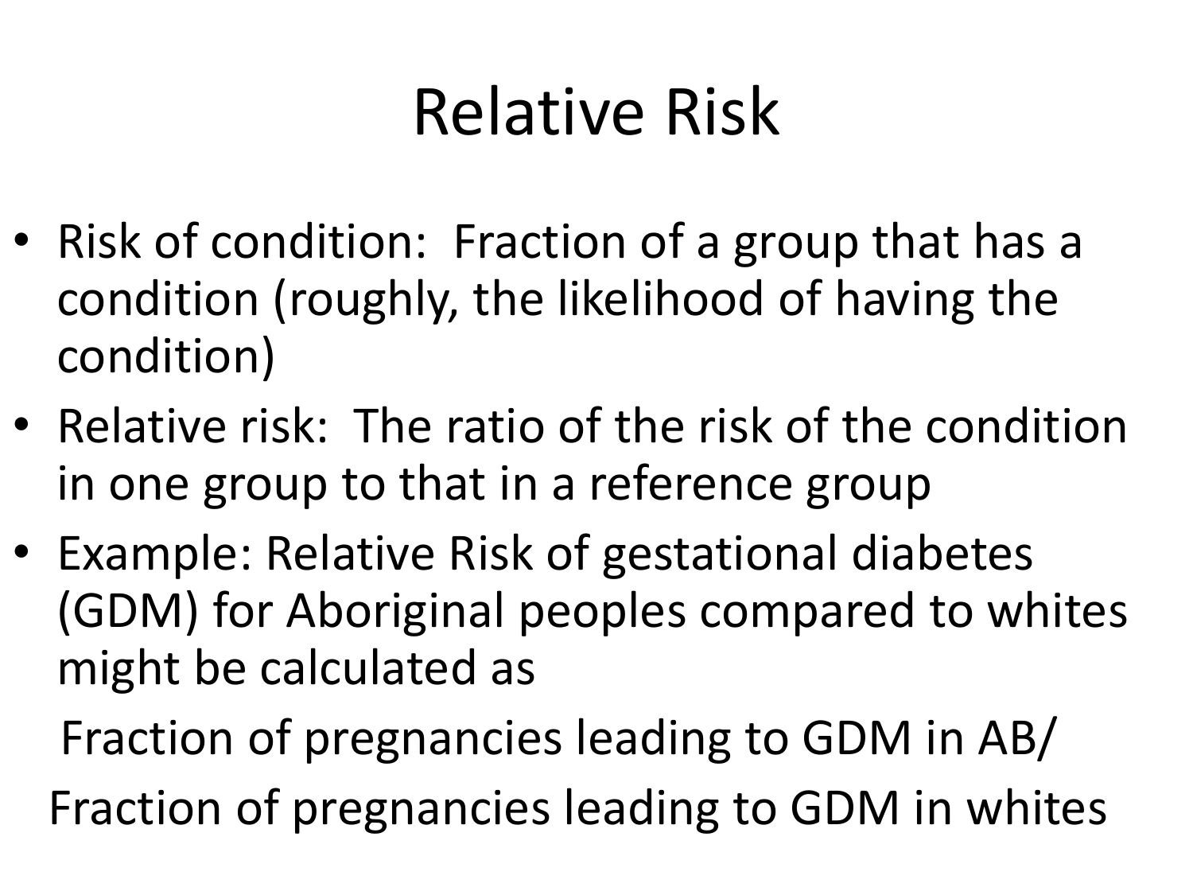# Relative Risk

- Risk of condition: Fraction of a group that has a condition (roughly, the likelihood of having the condition)
- Relative risk: The ratio of the risk of the condition in one group to that in a reference group
- Example: Relative Risk of gestational diabetes (GDM) for Aboriginal peoples compared to whites might be calculated as

Fraction of pregnancies leading to GDM in AB/

Fraction of pregnancies leading to GDM in whites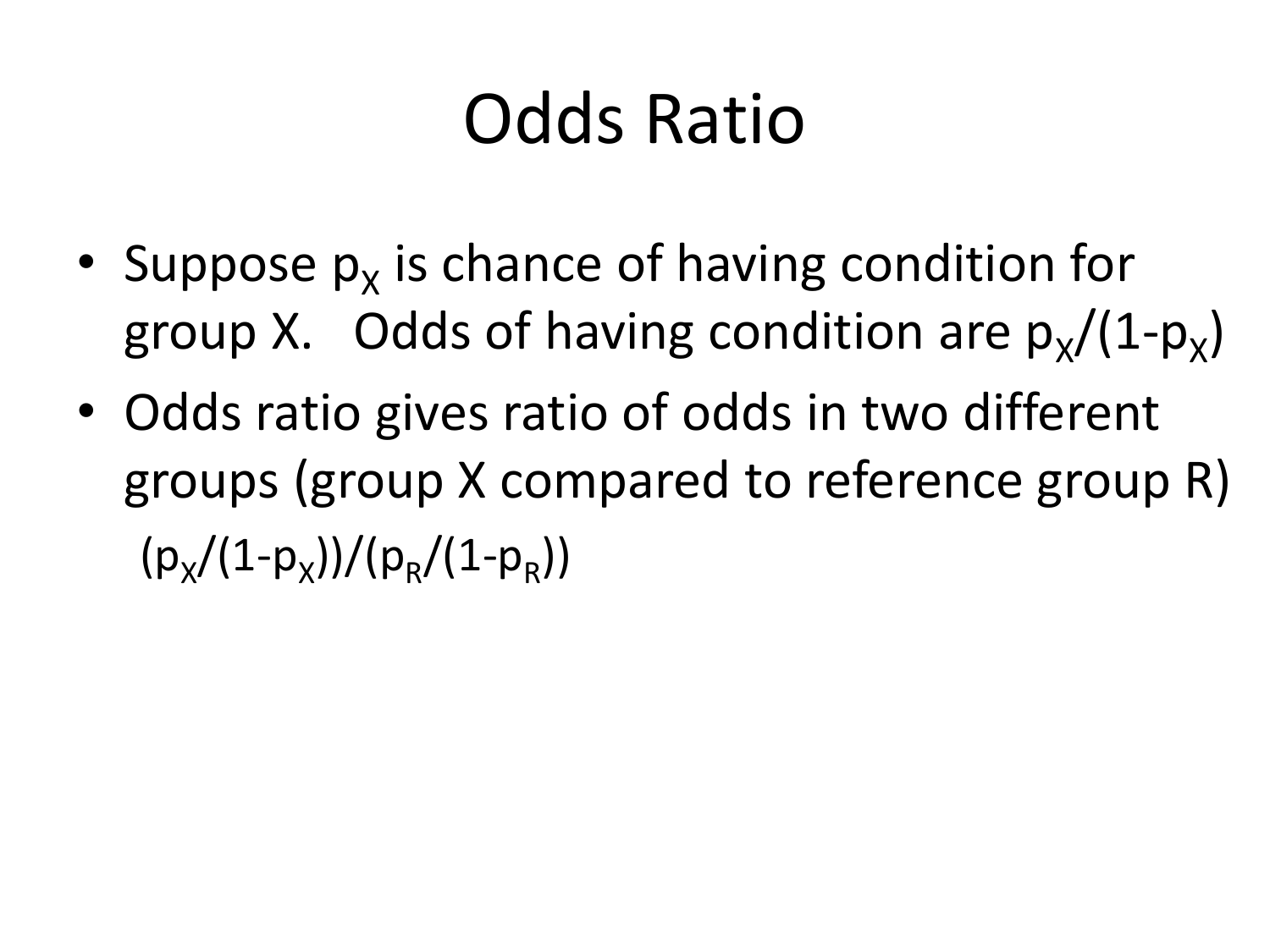# Odds Ratio

- Suppose $p_X$ is chance of having condition for group X. Odds of having condition are $p_X/(1-p_X)$
- Odds ratio gives ratio of odds in two different groups (group X compared to reference group R)

  $(p_X/(1-p_X))/(p_R/(1-p_R))$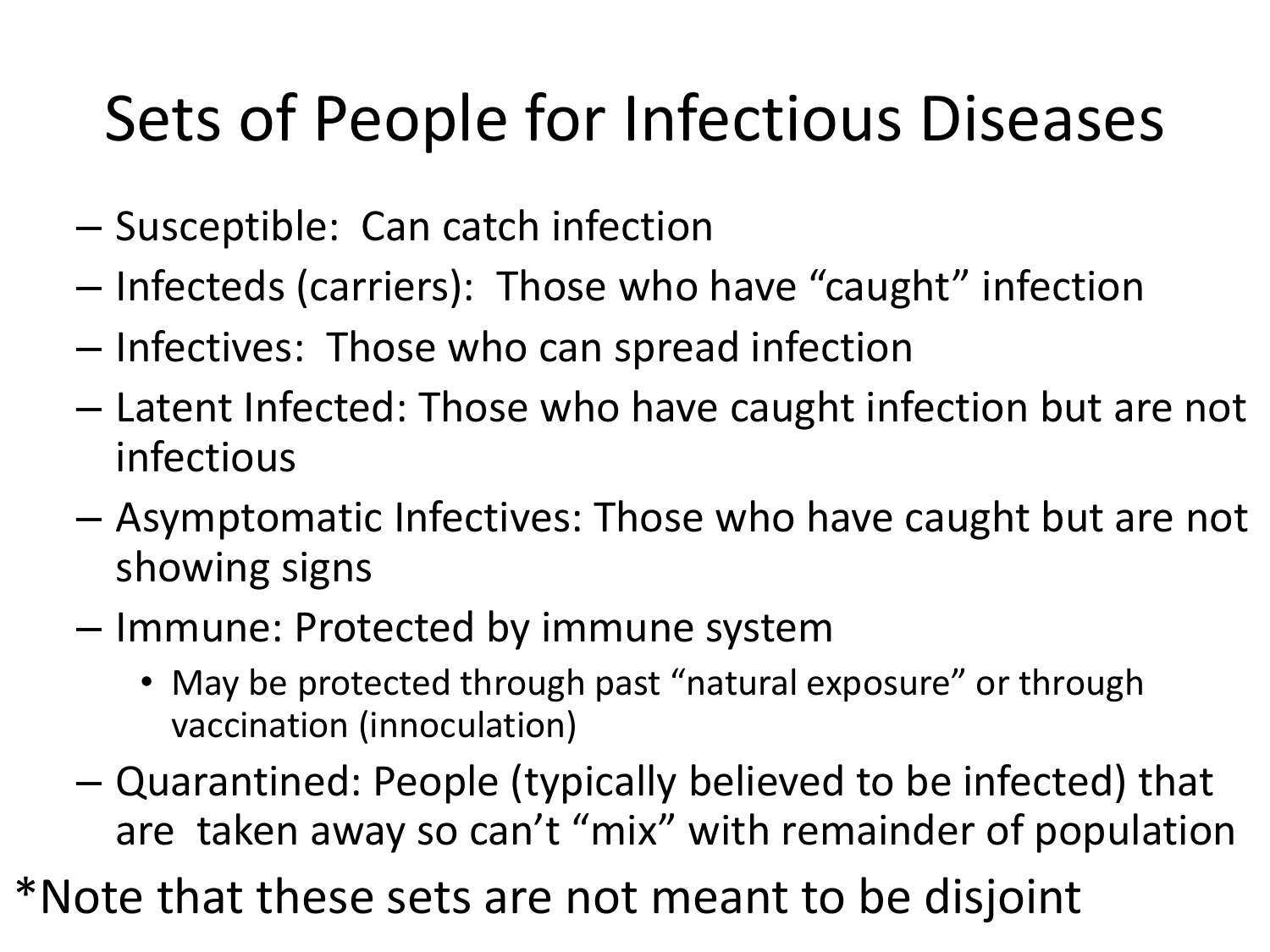# Sets of People for Infectious Diseases

- Susceptible: Can catch infection
- Infecteds (carriers): Those who have "caught" infection
- Infectives: Those who can spread infection
- Latent Infected: Those who have caught infection but are not infectious
- Asymptomatic Infectives: Those who have caught but are not showing signs
- Immune: Protected by immune system
  - May be protected through past "natural exposure" or through vaccination (innoculation)
- Quarantined: People (typically believed to be infected) that are taken away so can't "mix" with remainder of population

*Note that these sets are not meant to be disjoint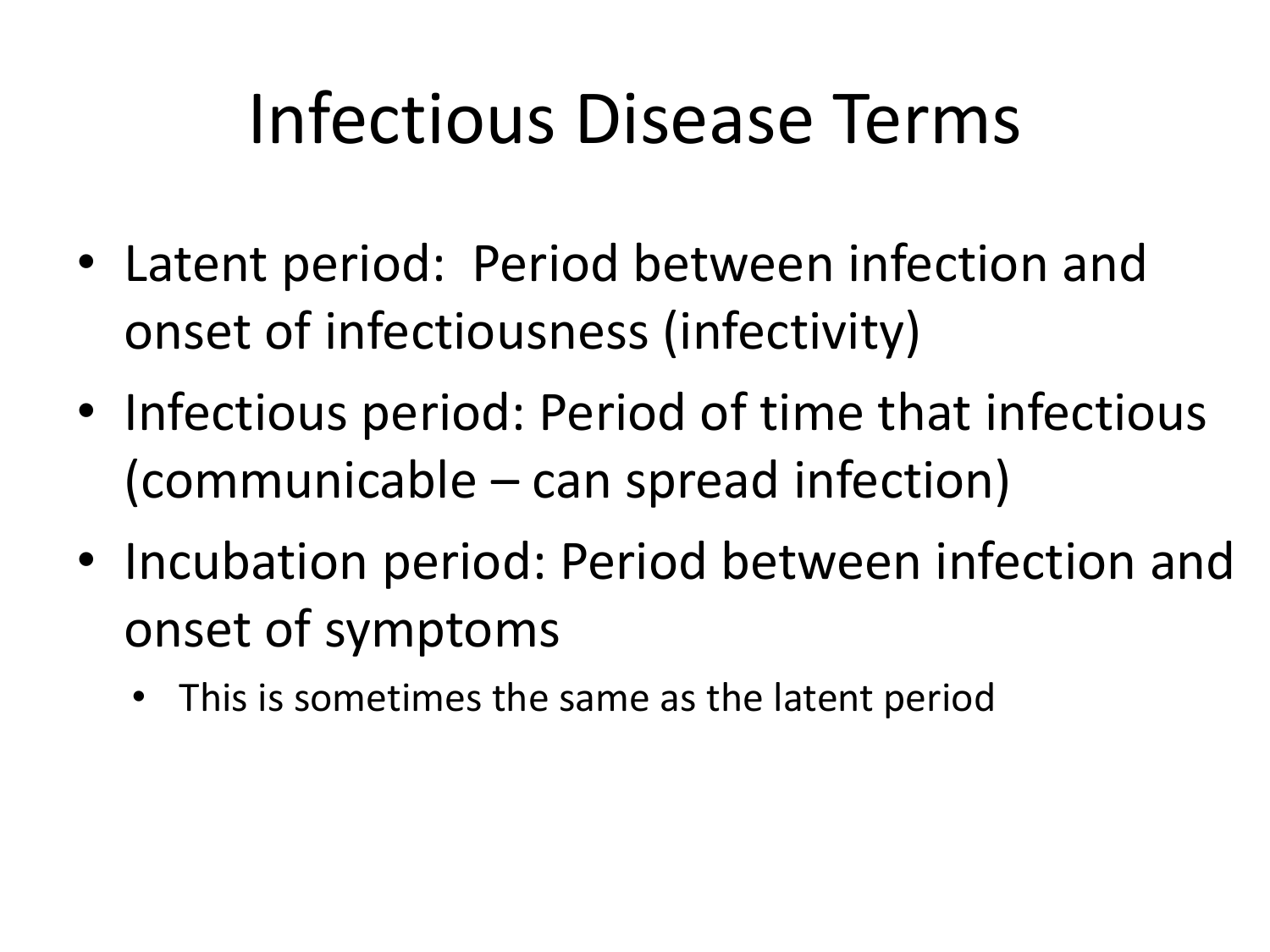# Infectious Disease Terms

- Latent period: Period between infection and onset of infectiousness (infectivity)
- Infectious period: Period of time that infectious (communicable – can spread infection)
- Incubation period: Period between infection and onset of symptoms
  - This is sometimes the same as the latent period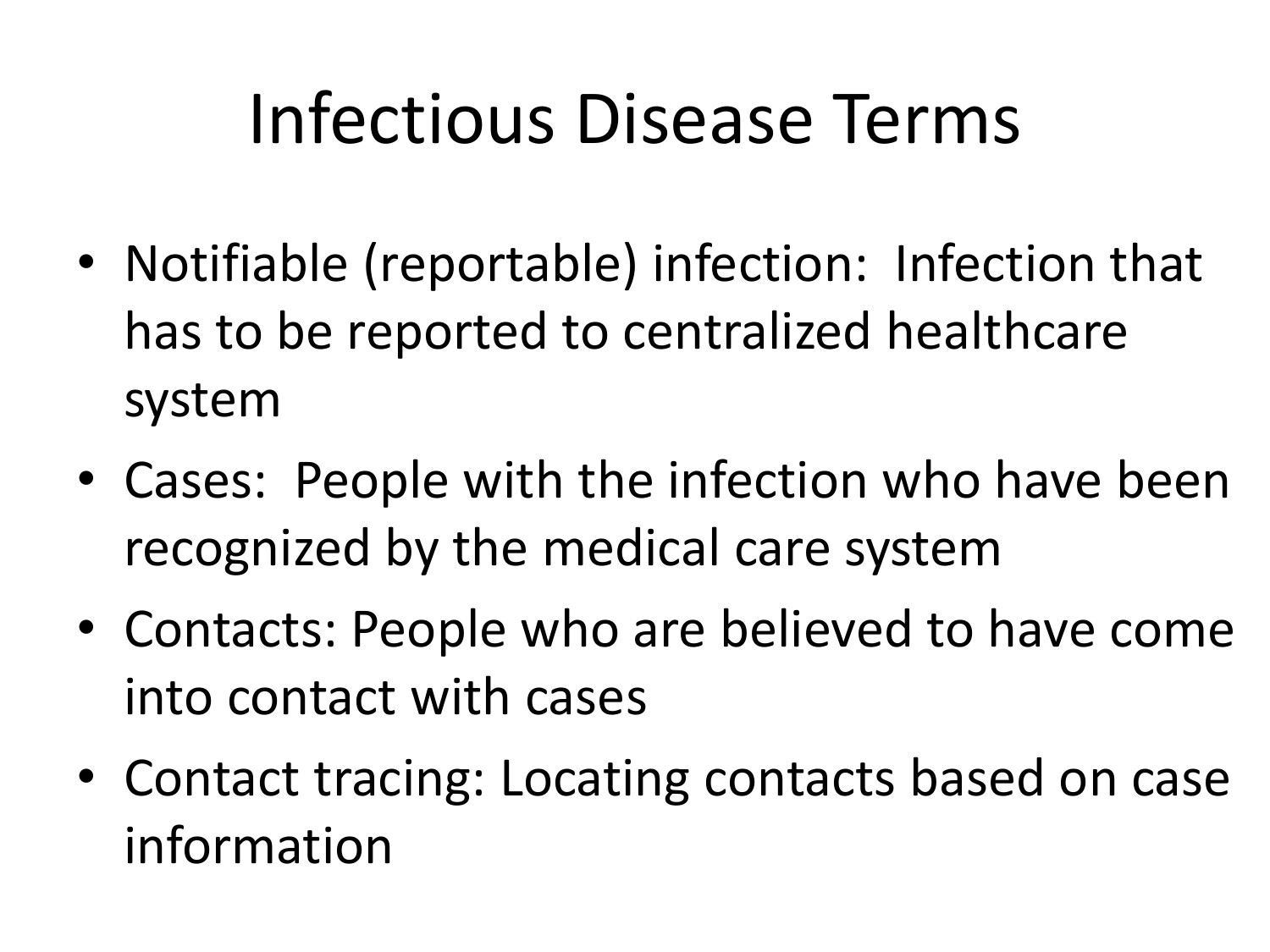# Infectious Disease Terms

- Notifiable (reportable) infection:  Infection that has to be reported to centralized healthcare system
- Cases:  People with the infection who have been recognized by the medical care system
- Contacts: People who are believed to have come into contact with cases
- Contact tracing: Locating contacts based on case information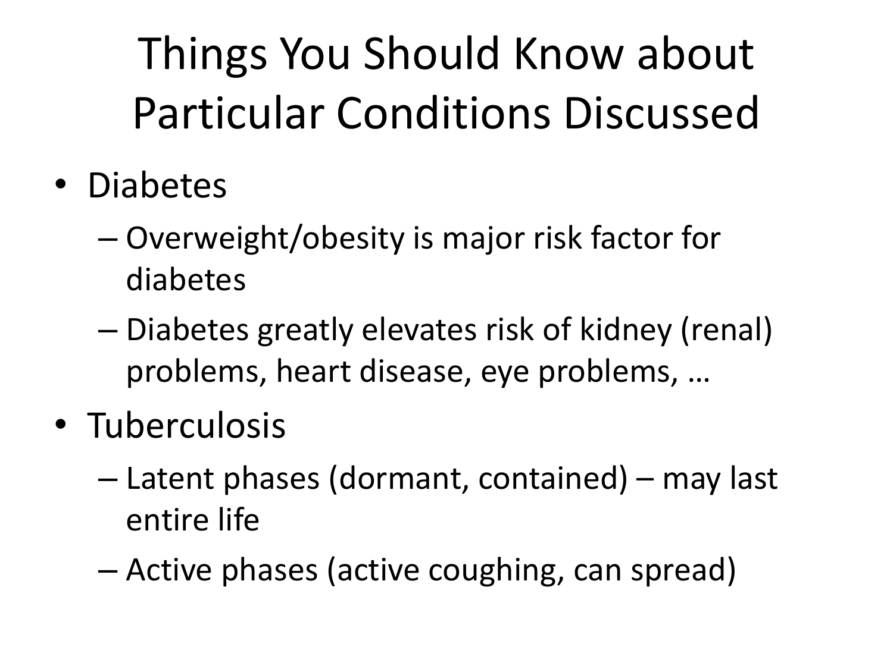# Things You Should Know about Particular Conditions Discussed

- Diabetes
  - Overweight/obesity is major risk factor for diabetes
  - Diabetes greatly elevates risk of kidney (renal) problems, heart disease, eye problems, …
- Tuberculosis
  - Latent phases (dormant, contained) – may last entire life
  - Active phases (active coughing, can spread)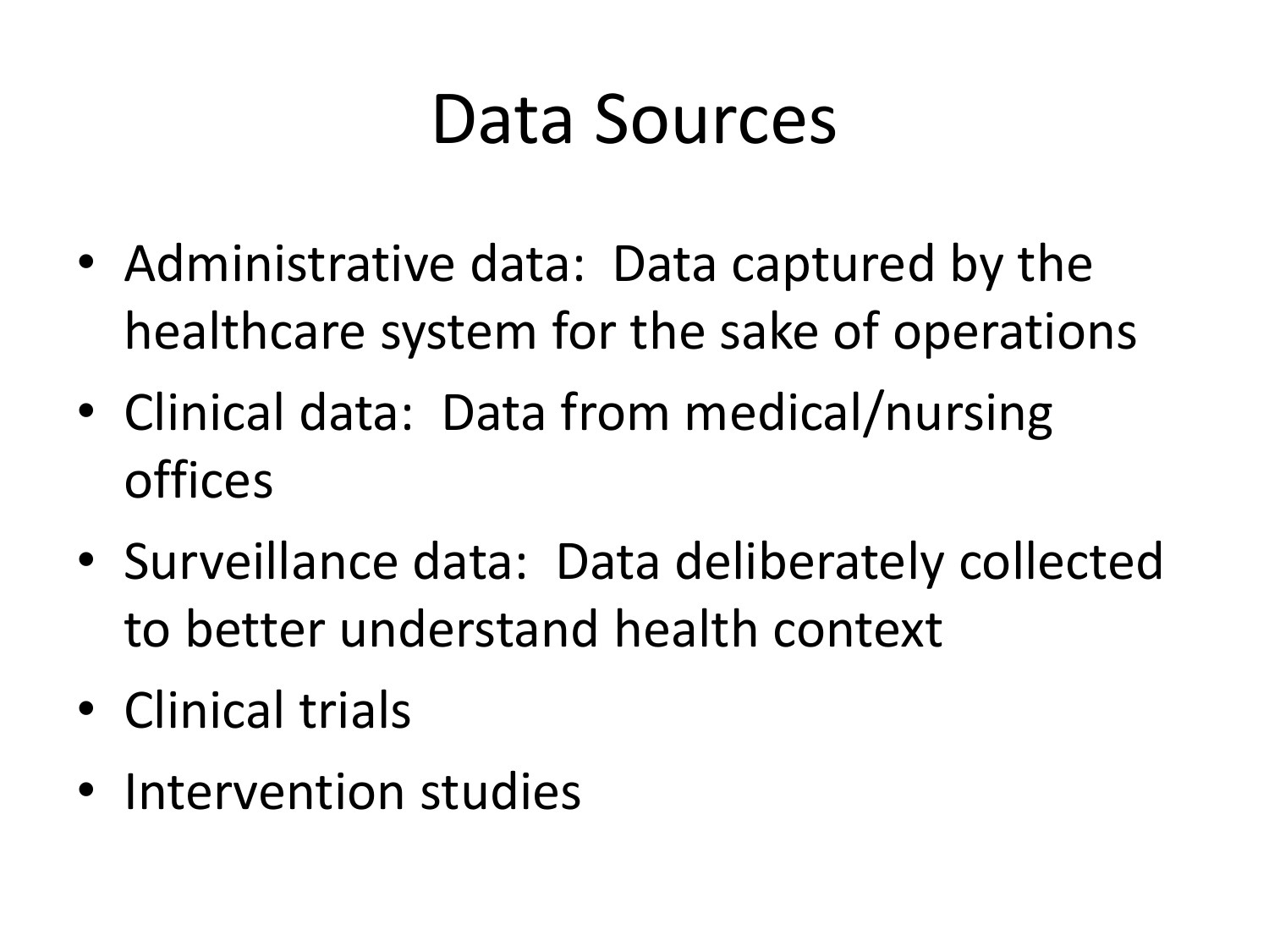# Data Sources

- Administrative data: Data captured by the healthcare system for the sake of operations
- Clinical data: Data from medical/nursing offices
- Surveillance data: Data deliberately collected to better understand health context
- Clinical trials
- Intervention studies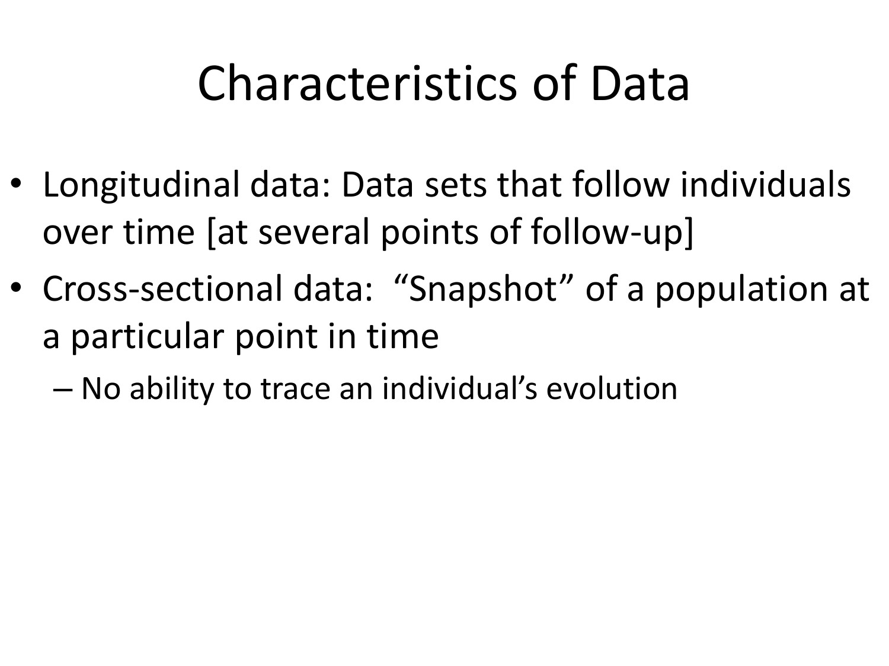# Characteristics of Data

- Longitudinal data: Data sets that follow individuals over time [at several points of follow-up]
- Cross-sectional data: "Snapshot" of a population at a particular point in time
  - No ability to trace an individual's evolution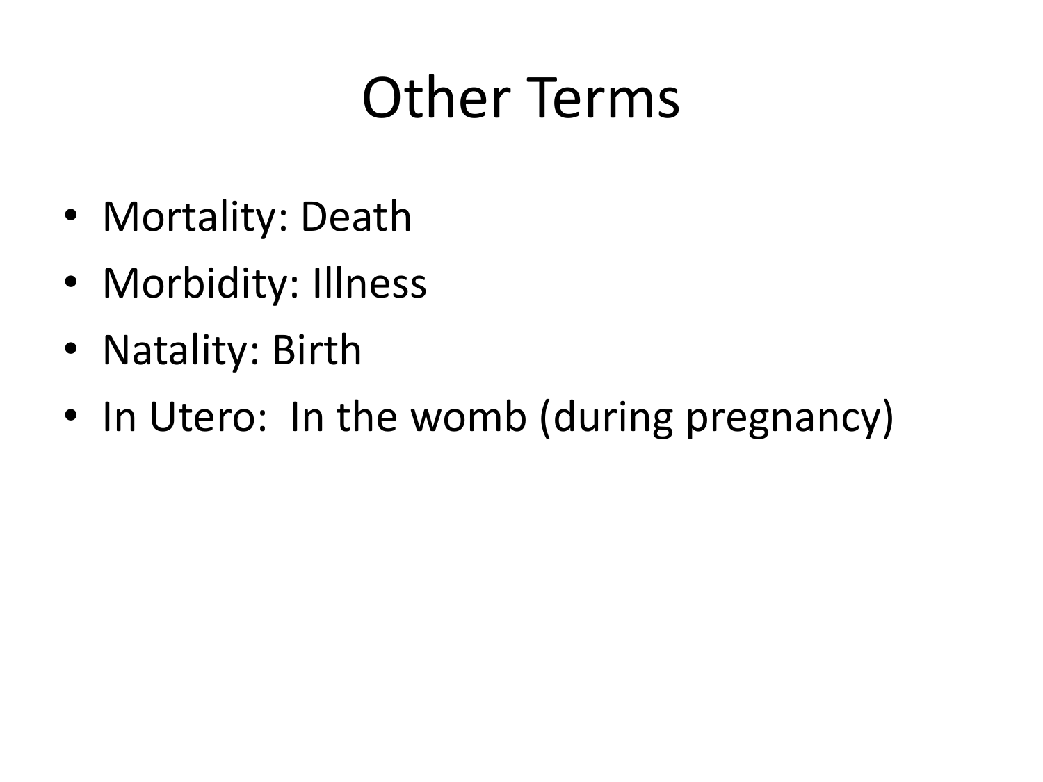# Other Terms

- Mortality: Death
- Morbidity: Illness
- Natality: Birth
- In Utero: In the womb (during pregnancy)